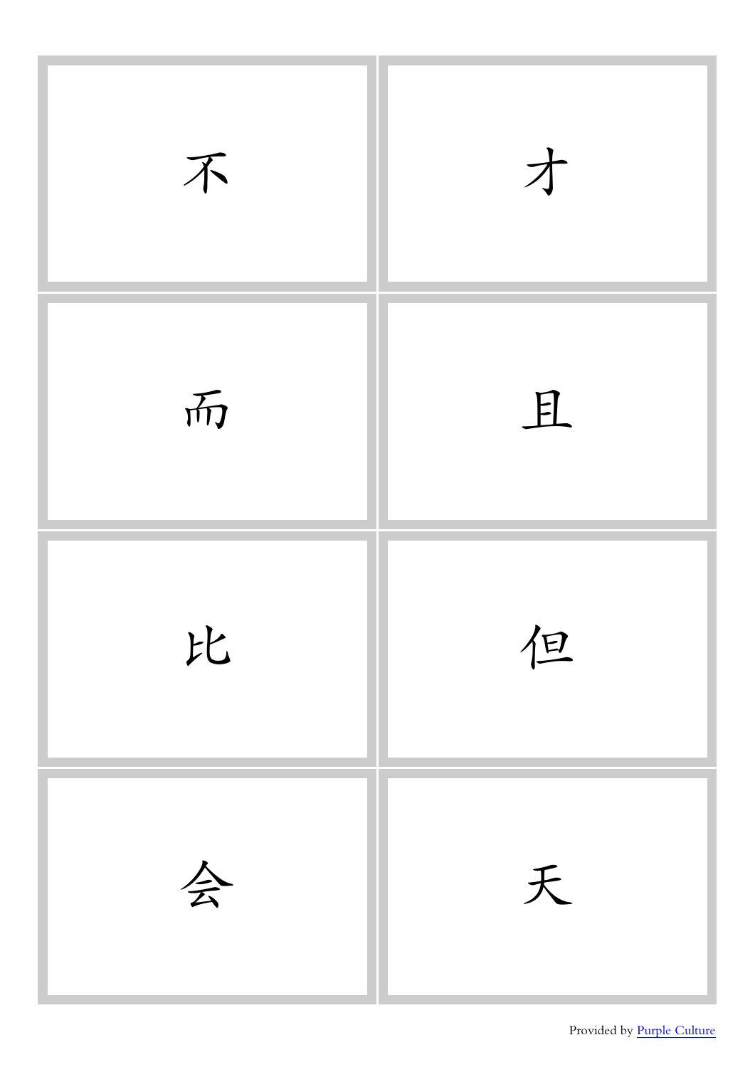| | |
|---|---|
| 不 | 才 |
| 而 | 且 |
| 比 | 但 |
| 会 | 天 |

Provided by Purple Culture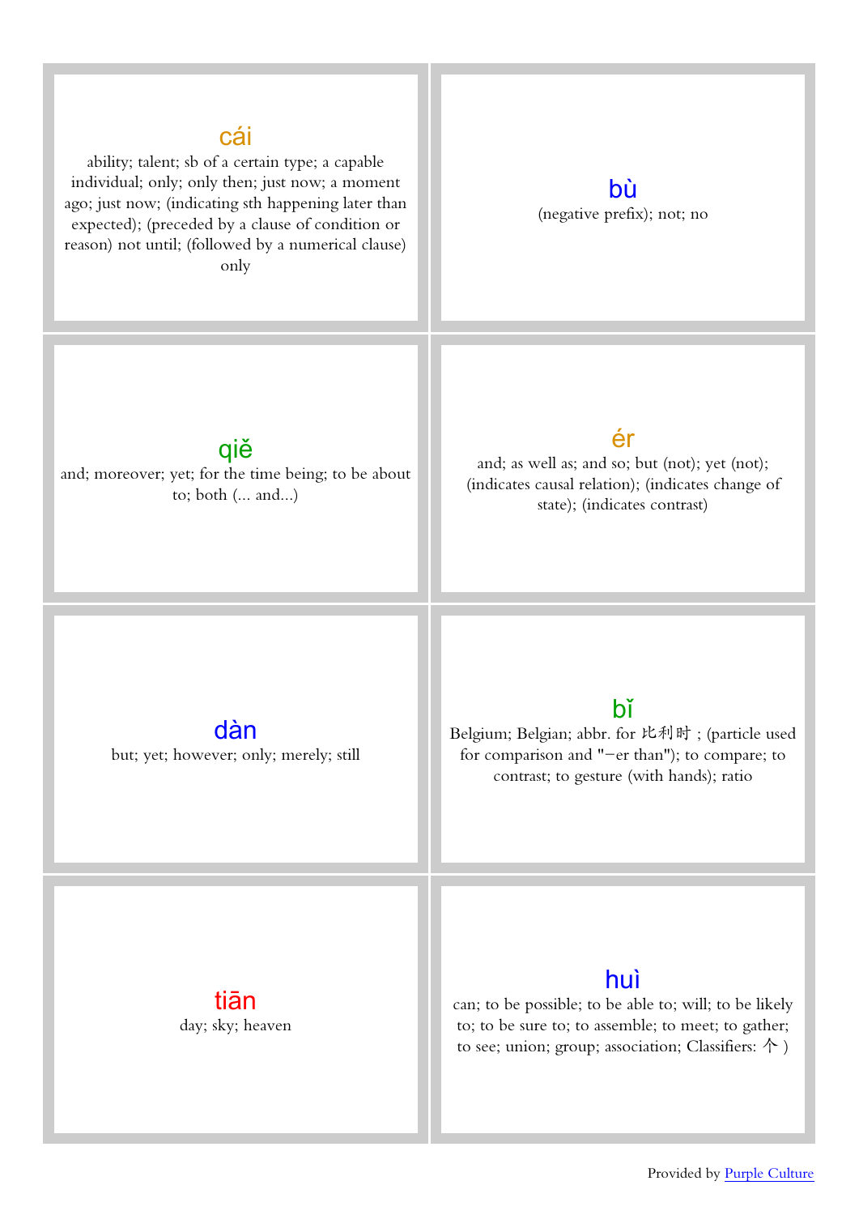| | |
|---|---|
| **cái**<br>ability; talent; sb of a certain type; a capable individual; only; only then; just now; a moment ago; just now; (indicating sth happening later than expected); (preceded by a clause of condition or reason) not until; (followed by a numerical clause) only | **bù**<br>(negative prefix); not; no |
| **qiě**<br>and; moreover; yet; for the time being; to be about to; both (... and...) | **ér**<br>and; as well as; and so; but (not); yet (not); (indicates causal relation); (indicates change of state); (indicates contrast) |
| **dàn**<br>but; yet; however; only; merely; still | **bǐ**<br>Belgium; Belgian; abbr. for 比利时 ; (particle used for comparison and "-er than"); to compare; to contrast; to gesture (with hands); ratio |
| **tiān**<br>day; sky; heaven | **huì**<br>can; to be possible; to be able to; will; to be likely to; to be sure to; to assemble; to meet; to gather; to see; union; group; association; Classifiers: 个 ) |

Provided by [Purple Culture]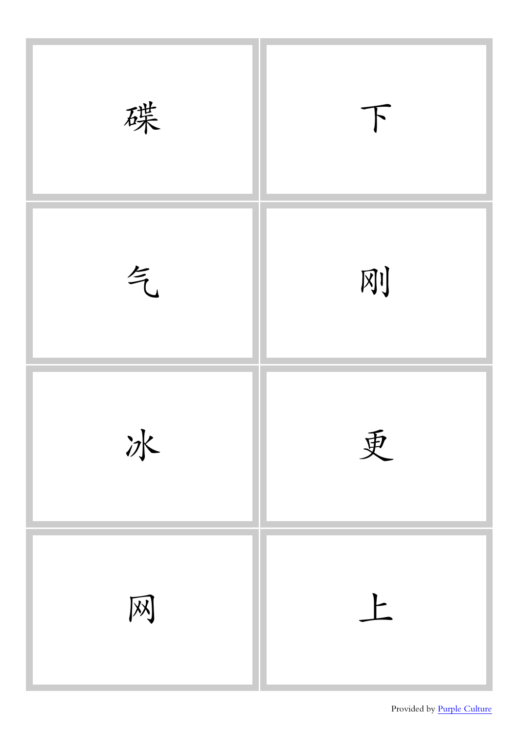| | |
|---|---|
| 碟 | 下 |
| 气 | 刚 |
| 冰 | 更 |
| 网 | 上 |

Provided by [Purple Culture]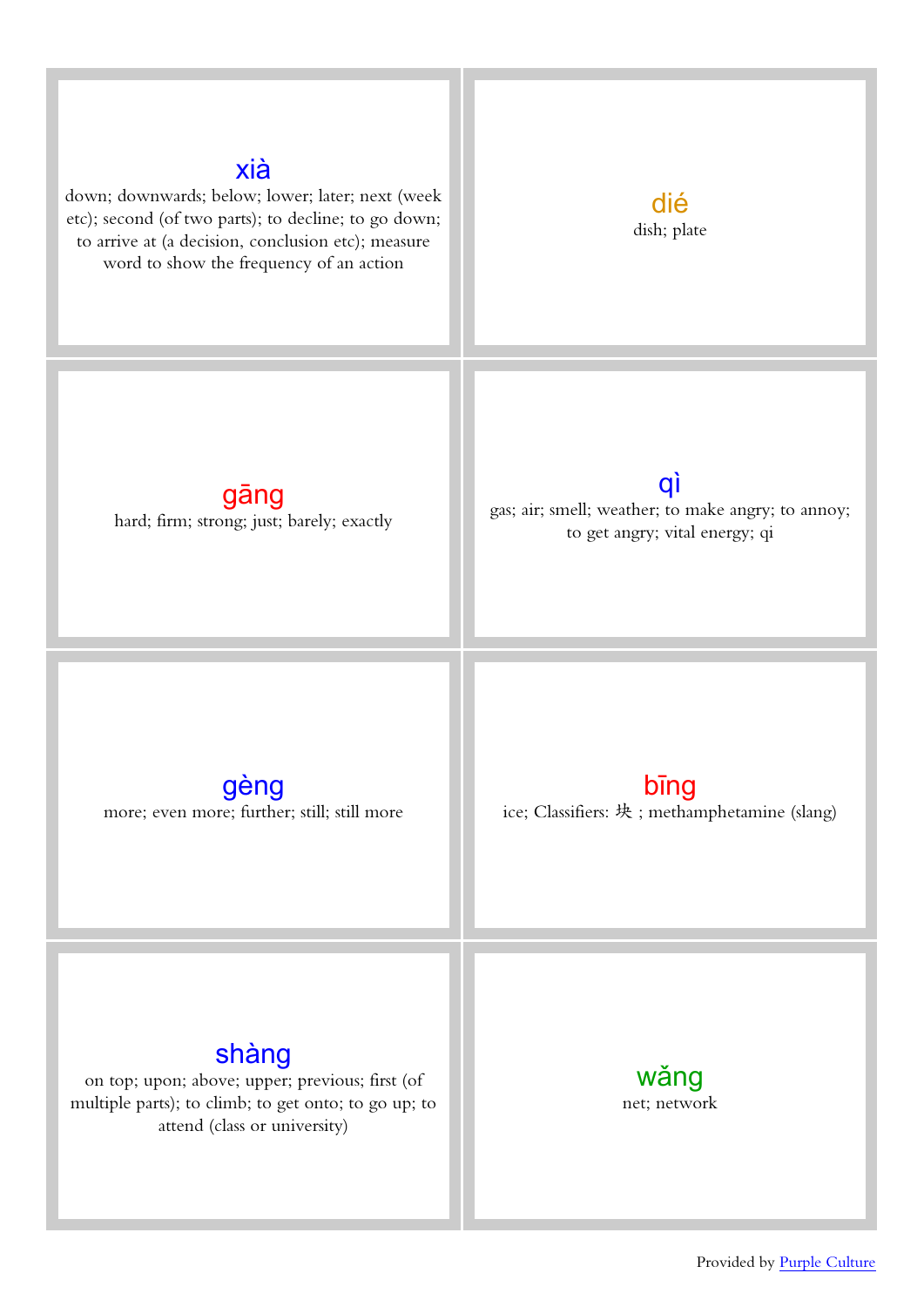| | |
|---|---|
| **xià**<br>down; downwards; below; lower; later; next (week etc); second (of two parts); to decline; to go down; to arrive at (a decision, conclusion etc); measure word to show the frequency of an action | **dié**<br>dish; plate |
| **gāng**<br>hard; firm; strong; just; barely; exactly | **qì**<br>gas; air; smell; weather; to make angry; to annoy; to get angry; vital energy; qi |
| **gèng**<br>more; even more; further; still; still more | **bīng**<br>ice; Classifiers: 块 ; methamphetamine (slang) |
| **shàng**<br>on top; upon; above; upper; previous; first (of multiple parts); to climb; to get onto; to go up; to attend (class or university) | **wǎng**<br>net; network |

Provided by Purple Culture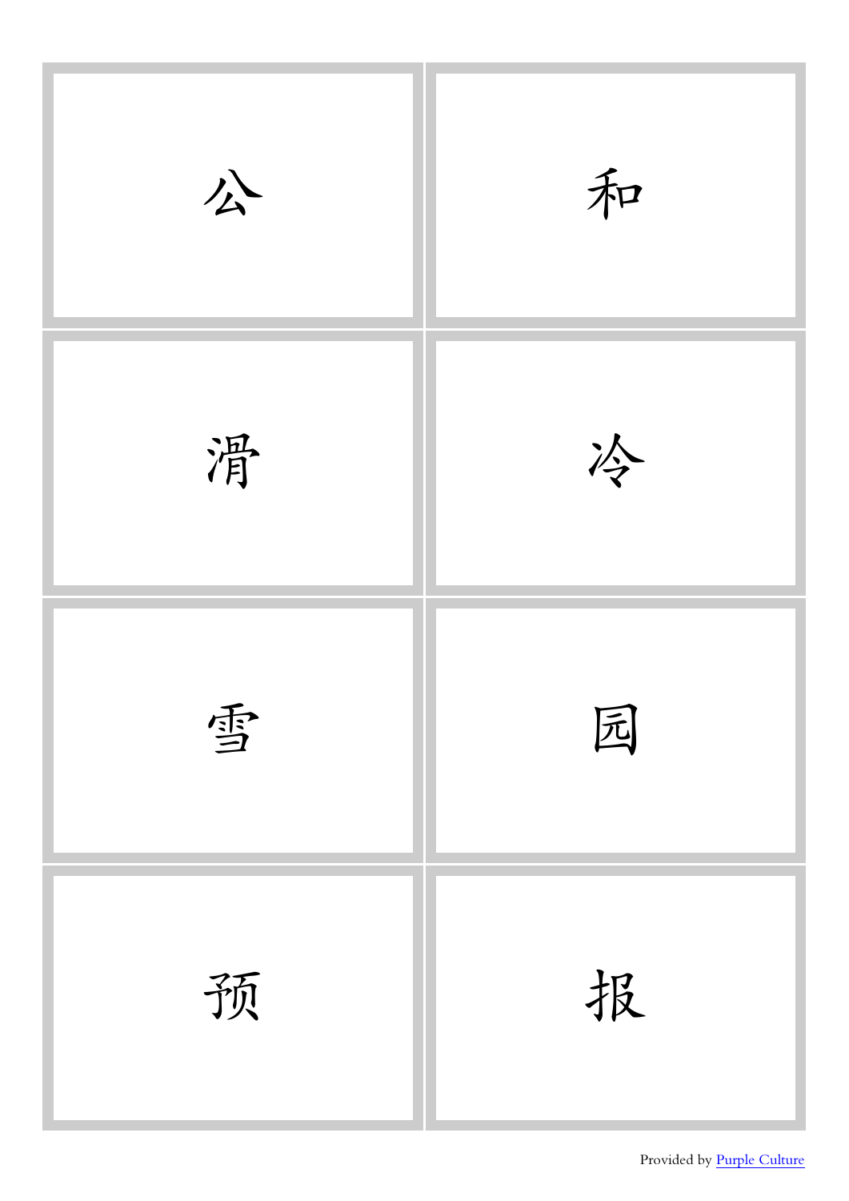| | |
|---|---|
| 公 | 和 |
| 滑 | 冷 |
| 雪 | 园 |
| 预 | 报 |

Provided by [Purple Culture]()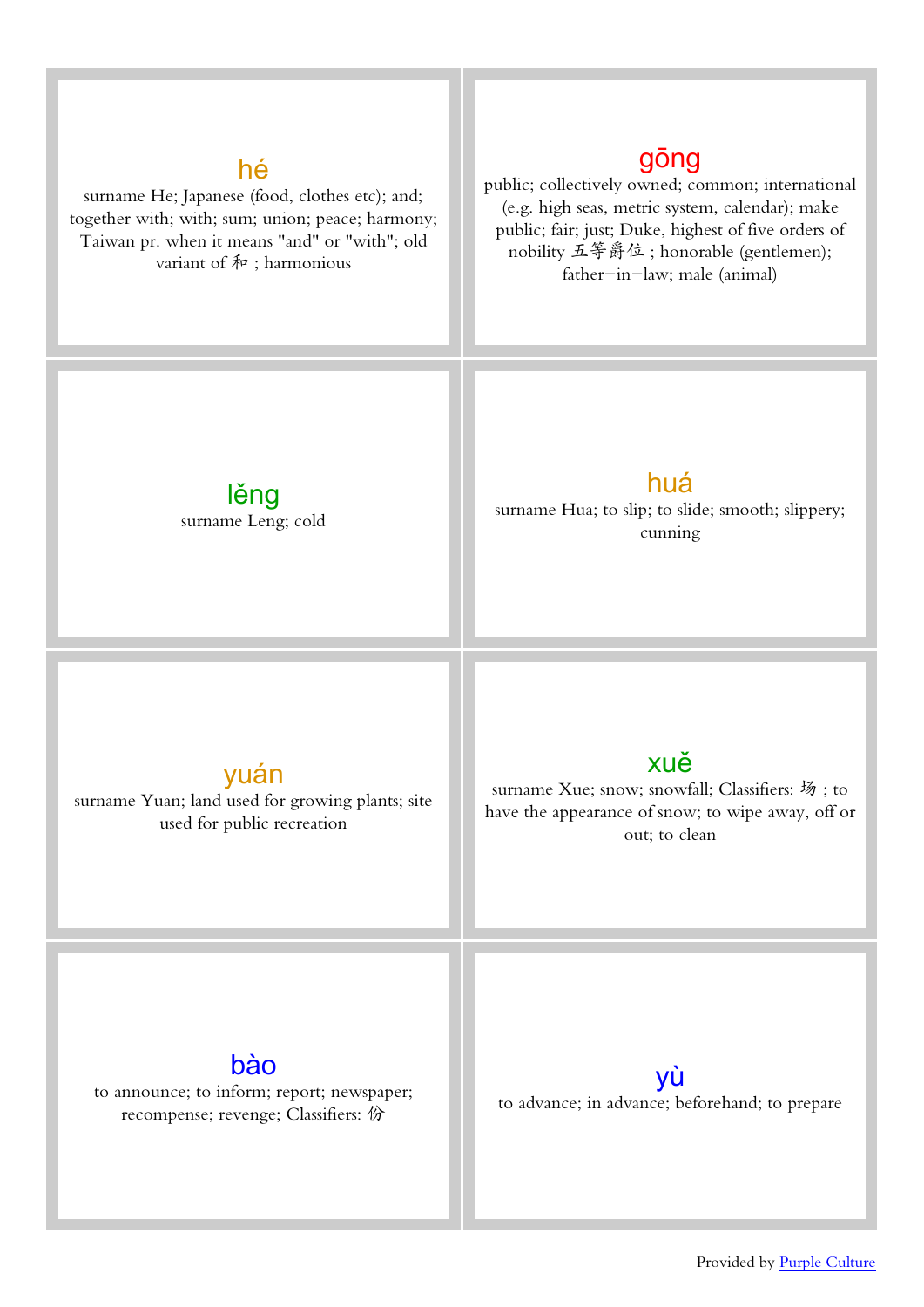**hé**

surname He; Japanese (food, clothes etc); and; together with; with; sum; union; peace; harmony; Taiwan pr. when it means "and" or "with"; old variant of 和 ; harmonious

**gōng**

public; collectively owned; common; international (e.g. high seas, metric system, calendar); make public; fair; just; Duke, highest of five orders of nobility 五等爵位 ; honorable (gentlemen); father−in−law; male (animal)

**lěng**

surname Leng; cold

**huá**

surname Hua; to slip; to slide; smooth; slippery; cunning

**yuán**

surname Yuan; land used for growing plants; site used for public recreation

**xuě**

surname Xue; snow; snowfall; Classifiers: 场 ; to have the appearance of snow; to wipe away, off or out; to clean

**bào**

to announce; to inform; report; newspaper; recompense; revenge; Classifiers: 份

**yù**

to advance; in advance; beforehand; to prepare

Provided by [Purple Culture]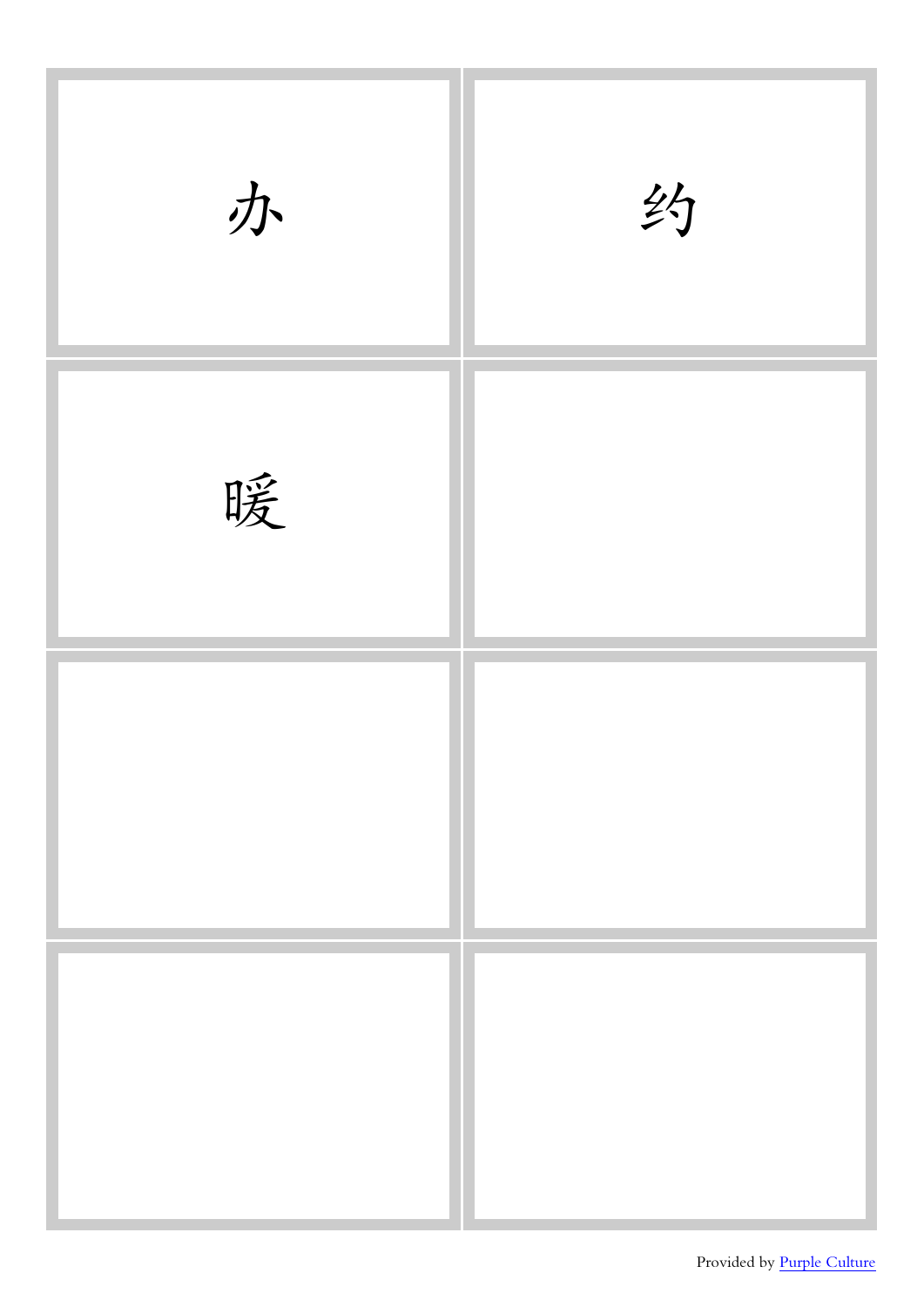| | |
|---|---|
| 办 | 约 |
| 暖 | |
| | |
| | |

Provided by [Purple Culture]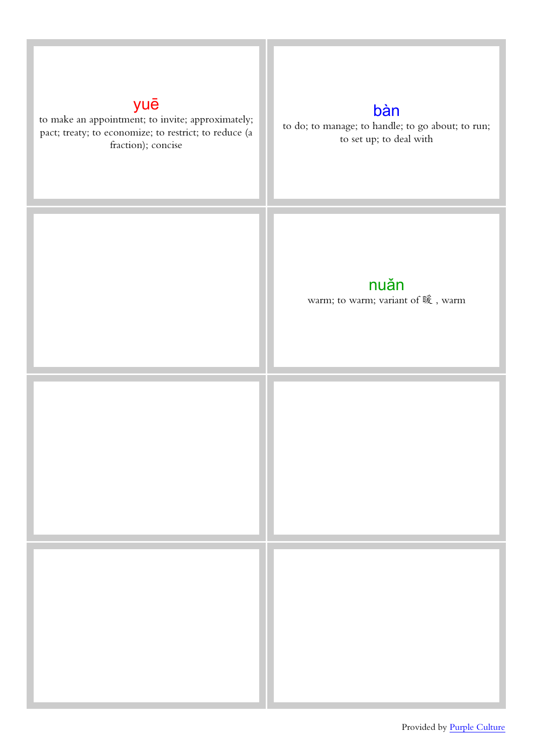yuē

to make an appointment; to invite; approximately; pact; treaty; to economize; to restrict; to reduce (a fraction); concise

bàn

to do; to manage; to handle; to go about; to run; to set up; to deal with

nuǎn

warm; to warm; variant of 暖 , warm

Provided by [Purple Culture]